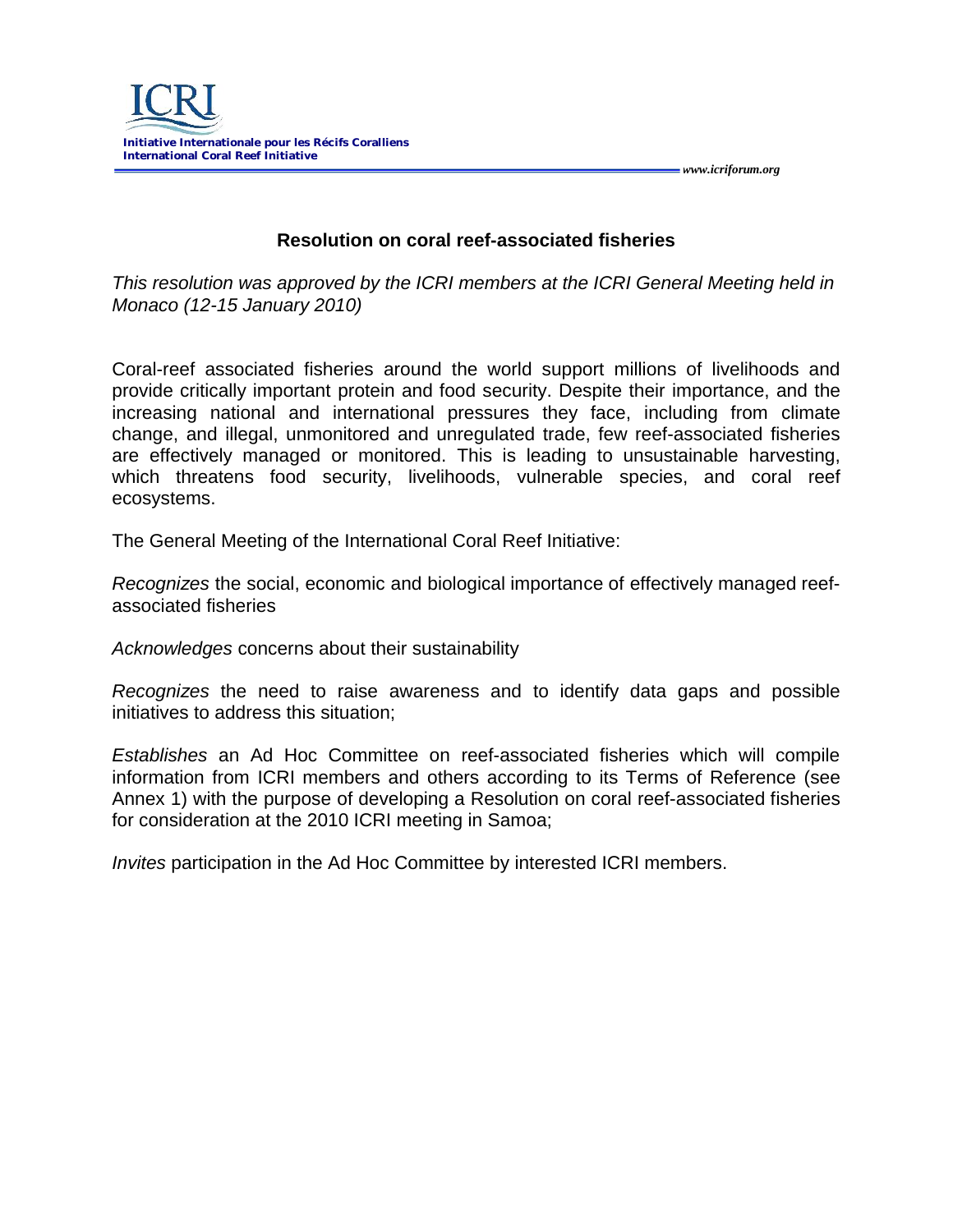ICRI

**Initiative Internationale pour les Récifs Coralliens**
**International Coral Reef Initiative**

*www.icriforum.org*

## Resolution on coral reef-associated fisheries

*This resolution was approved by the ICRI members at the ICRI General Meeting held in Monaco (12-15 January 2010)*

Coral-reef associated fisheries around the world support millions of livelihoods and provide critically important protein and food security. Despite their importance, and the increasing national and international pressures they face, including from climate change, and illegal, unmonitored and unregulated trade, few reef-associated fisheries are effectively managed or monitored. This is leading to unsustainable harvesting, which threatens food security, livelihoods, vulnerable species, and coral reef ecosystems.

The General Meeting of the International Coral Reef Initiative:

*Recognizes* the social, economic and biological importance of effectively managed reef-associated fisheries

*Acknowledges* concerns about their sustainability

*Recognizes* the need to raise awareness and to identify data gaps and possible initiatives to address this situation;

*Establishes* an Ad Hoc Committee on reef-associated fisheries which will compile information from ICRI members and others according to its Terms of Reference (see Annex 1) with the purpose of developing a Resolution on coral reef-associated fisheries for consideration at the 2010 ICRI meeting in Samoa;

*Invites* participation in the Ad Hoc Committee by interested ICRI members.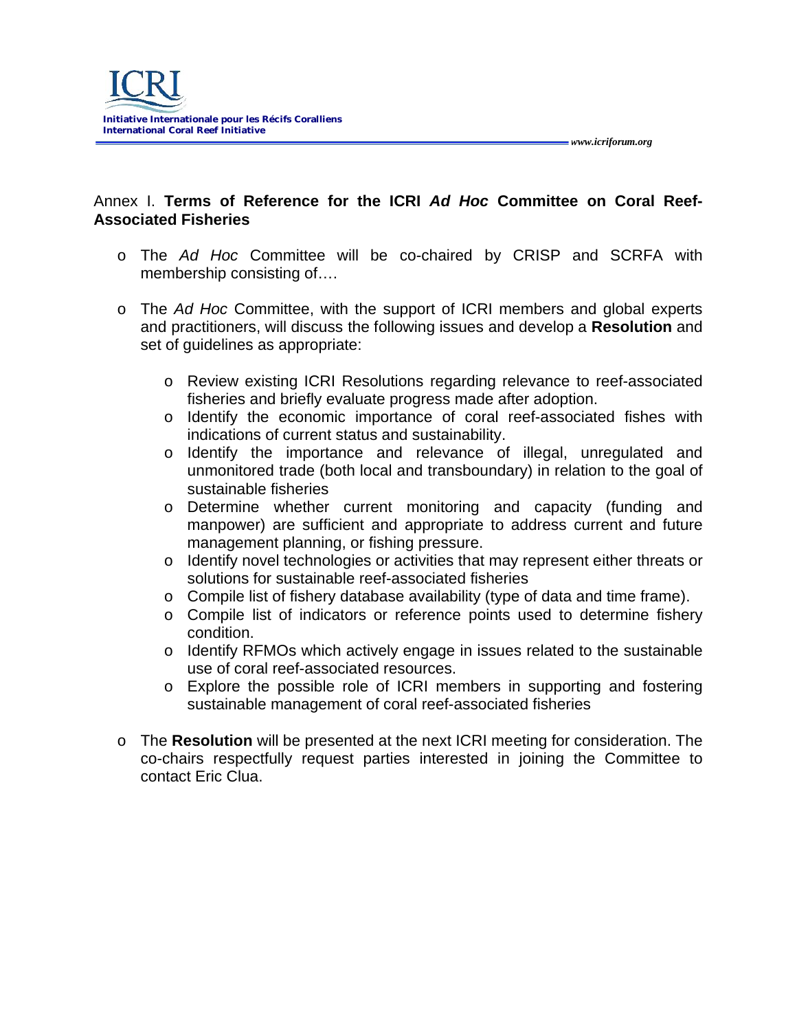Annex I. **Terms of Reference for the ICRI *Ad Hoc* Committee on Coral Reef-Associated Fisheries**

- The *Ad Hoc* Committee will be co-chaired by CRISP and SCRFA with membership consisting of….
- The *Ad Hoc* Committee, with the support of ICRI members and global experts and practitioners, will discuss the following issues and develop a **Resolution** and set of guidelines as appropriate:
  - Review existing ICRI Resolutions regarding relevance to reef-associated fisheries and briefly evaluate progress made after adoption.
  - Identify the economic importance of coral reef-associated fishes with indications of current status and sustainability.
  - Identify the importance and relevance of illegal, unregulated and unmonitored trade (both local and transboundary) in relation to the goal of sustainable fisheries
  - Determine whether current monitoring and capacity (funding and manpower) are sufficient and appropriate to address current and future management planning, or fishing pressure.
  - Identify novel technologies or activities that may represent either threats or solutions for sustainable reef-associated fisheries
  - Compile list of fishery database availability (type of data and time frame).
  - Compile list of indicators or reference points used to determine fishery condition.
  - Identify RFMOs which actively engage in issues related to the sustainable use of coral reef-associated resources.
  - Explore the possible role of ICRI members in supporting and fostering sustainable management of coral reef-associated fisheries
- The **Resolution** will be presented at the next ICRI meeting for consideration. The co-chairs respectfully request parties interested in joining the Committee to contact Eric Clua.